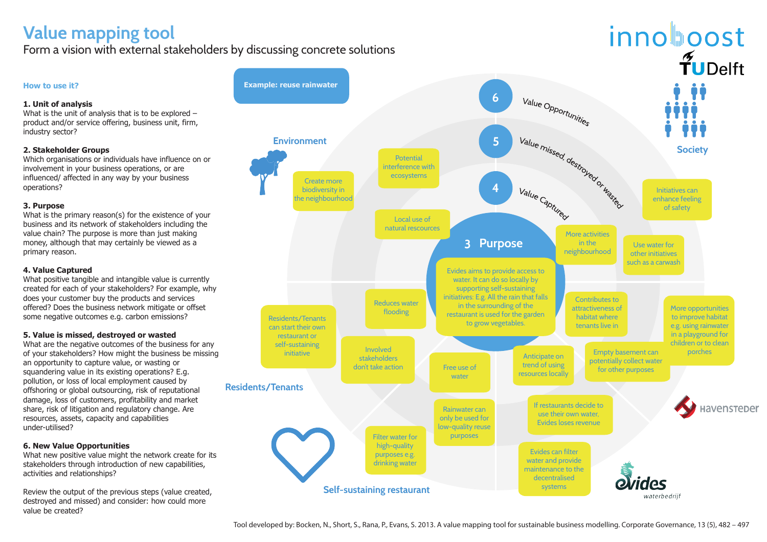# Value mapping tool

Form a vision with external stakeholders by discussing concrete solutions

innoboost
TUDelft

## How to use it?

**1. Unit of analysis**
What is the unit of analysis that is to be explored – product and/or service offering, business unit, firm, industry sector?

**2. Stakeholder Groups**
Which organisations or individuals have influence on or involvement in your business operations, or are influenced/ affected in any way by your business operations?

**3. Purpose**
What is the primary reason(s) for the existence of your business and its network of stakeholders including the value chain? The purpose is more than just making money, although that may certainly be viewed as a primary reason.

**4. Value Captured**
What positive tangible and intangible value is currently created for each of your stakeholders? For example, why does your customer buy the products and services offered? Does the business network mitigate or offset some negative outcomes e.g. carbon emissions?

**5. Value is missed, destroyed or wasted**
What are the negative outcomes of the business for any of your stakeholders? How might the business be missing an opportunity to capture value, or wasting or squandering value in its existing operations? E.g. pollution, or loss of local employment caused by offshoring or global outsourcing, risk of reputational damage, loss of customers, profitability and market share, risk of litigation and regulatory change. Are resources, assets, capacity and capabilities under-utilised?

**6. New Value Opportunities**
What new positive value might the network create for its stakeholders through introduction of new capabilities, activities and relationships?

Review the output of the previous steps (value created, destroyed and missed) and consider: how could more value be created?

**Example: reuse rainwater**

6 Value Opportunities

5 Value missed, destroyed or wasted

4 Value Captured

### 3 Purpose

Evides aims to provide access to water. It can do so locally by supporting self-sustaining initiatives: E.g. All the rain that falls in the surrounding of the restaurant is used for the garden to grow vegetables.

**Environment**
- Create more biodiversity in the neighbourhood
- Potential interference with ecosystems
- Local use of natural resources

**Society**
- Initiatives can enhance feeling of safety
- Use water for other initiatives such as a carwash
- More activities in the neighbourhood

**Havensteder**
- Contributes to attractiveness of habitat where tenants live in
- More opportunities to improve habitat e.g. using rainwater in a playground for children or to clean porches
- Empty basement can potentially collect water for other purposes
- Anticipate on trend of using resources locally

**Evides waterbedrijf**
- If restaurants decide to use their own water, Evides loses revenue
- Evides can filter water and provide maintenance to the decentralised systems

**Self-sustaining restaurant**
- Free use of water
- Rainwater can only be used for low-quality reuse purposes
- Filter water for high-quality purposes e.g. drinking water

**Residents/Tenants**
- Reduces water flooding
- Involved stakeholders don't take action
- Residents/Tenants can start their own restaurant or self-sustaining initiative

Tool developed by: Bocken, N., Short, S., Rana, P., Evans, S. 2013. A value mapping tool for sustainable business modelling. Corporate Governance, 13 (5), 482 – 497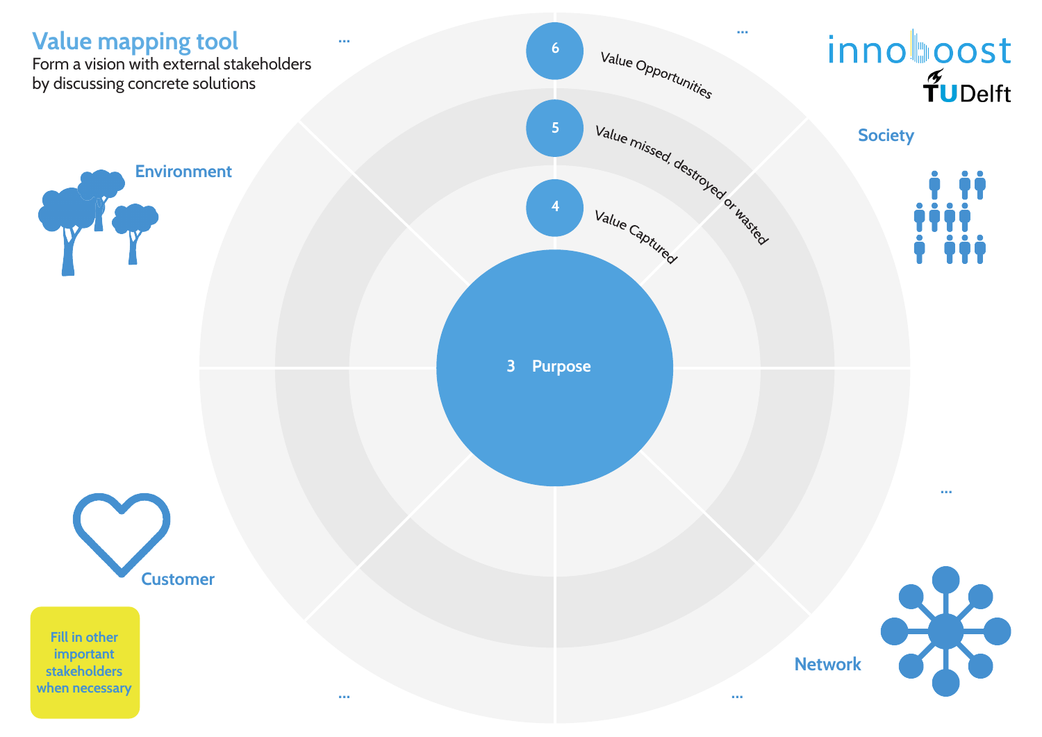# Value mapping tool

Form a vision with external stakeholders by discussing concrete solutions

innoboost

TU Delft

6 Value Opportunities

5 Value missed, destroyed or wasted

4 Value Captured

3 Purpose

Environment

Society

Customer

Network

...

...

...

...

...

Fill in other important stakeholders when necessary